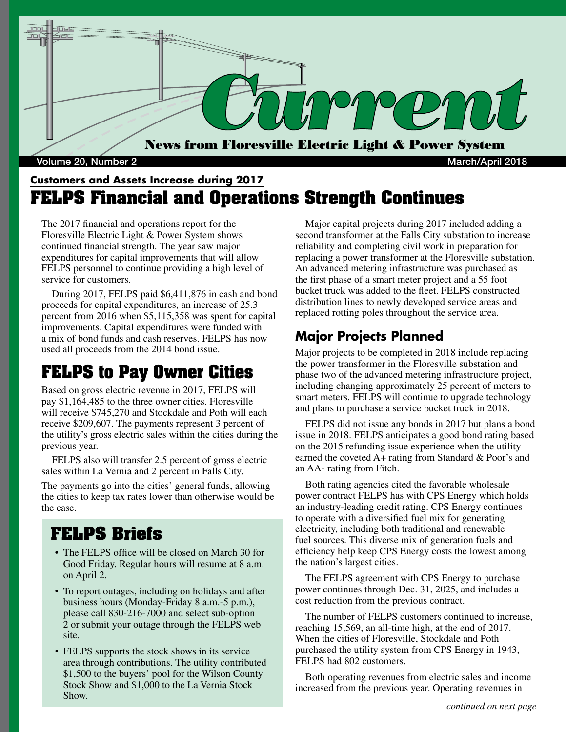# Current

**News from Floresville Electric Light & Power System**

Volume 20, Number 2 — March/April 2018

### Customers and Assets Increase during 2017

## FELPS Financial and Operations Strength Continues

The 2017 financial and operations report for the Floresville Electric Light & Power System shows continued financial strength. The year saw major expenditures for capital improvements that will allow FELPS personnel to continue providing a high level of service for customers.

During 2017, FELPS paid $6,411,876 in cash and bond proceeds for capital expenditures, an increase of 25.3 percent from 2016 when $5,115,358 was spent for capital improvements. Capital expenditures were funded with a mix of bond funds and cash reserves. FELPS has now used all proceeds from the 2014 bond issue.

## FELPS to Pay Owner Cities

Based on gross electric revenue in 2017, FELPS will pay $1,164,485 to the three owner cities. Floresville will receive $745,270 and Stockdale and Poth will each receive $209,607. The payments represent 3 percent of the utility's gross electric sales within the cities during the previous year.

FELPS also will transfer 2.5 percent of gross electric sales within La Vernia and 2 percent in Falls City.

The payments go into the cities' general funds, allowing the cities to keep tax rates lower than otherwise would be the case.

## FELPS Briefs

- The FELPS office will be closed on March 30 for Good Friday. Regular hours will resume at 8 a.m. on April 2.
- To report outages, including on holidays and after business hours (Monday-Friday 8 a.m.-5 p.m.), please call 830-216-7000 and select sub-option 2 or submit your outage through the FELPS web site.
- FELPS supports the stock shows in its service area through contributions. The utility contributed $1,500 to the buyers' pool for the Wilson County Stock Show and $1,000 to the La Vernia Stock Show.

Major capital projects during 2017 included adding a second transformer at the Falls City substation to increase reliability and completing civil work in preparation for replacing a power transformer at the Floresville substation. An advanced metering infrastructure was purchased as the first phase of a smart meter project and a 55 foot bucket truck was added to the fleet. FELPS constructed distribution lines to newly developed service areas and replaced rotting poles throughout the service area.

### Major Projects Planned

Major projects to be completed in 2018 include replacing the power transformer in the Floresville substation and phase two of the advanced metering infrastructure project, including changing approximately 25 percent of meters to smart meters. FELPS will continue to upgrade technology and plans to purchase a service bucket truck in 2018.

FELPS did not issue any bonds in 2017 but plans a bond issue in 2018. FELPS anticipates a good bond rating based on the 2015 refunding issue experience when the utility earned the coveted A+ rating from Standard & Poor's and an AA- rating from Fitch.

Both rating agencies cited the favorable wholesale power contract FELPS has with CPS Energy which holds an industry-leading credit rating. CPS Energy continues to operate with a diversified fuel mix for generating electricity, including both traditional and renewable fuel sources. This diverse mix of generation fuels and efficiency help keep CPS Energy costs the lowest among the nation's largest cities.

The FELPS agreement with CPS Energy to purchase power continues through Dec. 31, 2025, and includes a cost reduction from the previous contract.

The number of FELPS customers continued to increase, reaching 15,569, an all-time high, at the end of 2017. When the cities of Floresville, Stockdale and Poth purchased the utility system from CPS Energy in 1943, FELPS had 802 customers.

Both operating revenues from electric sales and income increased from the previous year. Operating revenues in

*continued on next page*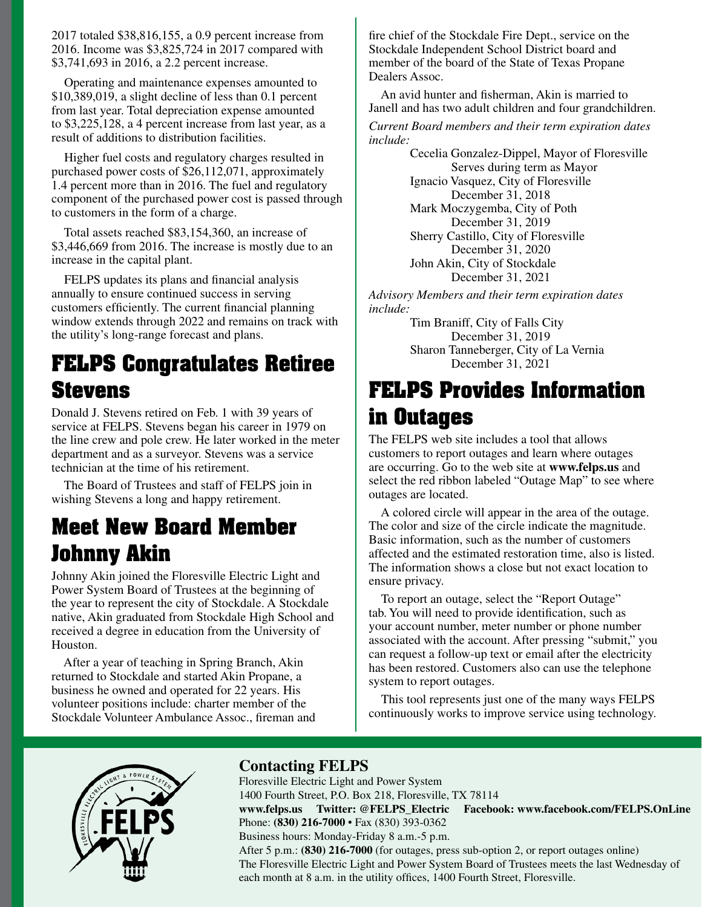2017 totaled $38,816,155, a 0.9 percent increase from 2016. Income was $3,825,724 in 2017 compared with $3,741,693 in 2016, a 2.2 percent increase.

Operating and maintenance expenses amounted to $10,389,019, a slight decline of less than 0.1 percent from last year. Total depreciation expense amounted to $3,225,128, a 4 percent increase from last year, as a result of additions to distribution facilities.

Higher fuel costs and regulatory charges resulted in purchased power costs of $26,112,071, approximately 1.4 percent more than in 2016. The fuel and regulatory component of the purchased power cost is passed through to customers in the form of a charge.

Total assets reached $83,154,360, an increase of $3,446,669 from 2016. The increase is mostly due to an increase in the capital plant.

FELPS updates its plans and financial analysis annually to ensure continued success in serving customers efficiently. The current financial planning window extends through 2022 and remains on track with the utility's long-range forecast and plans.

## FELPS Congratulates Retiree Stevens

Donald J. Stevens retired on Feb. 1 with 39 years of service at FELPS. Stevens began his career in 1979 on the line crew and pole crew. He later worked in the meter department and as a surveyor. Stevens was a service technician at the time of his retirement.

The Board of Trustees and staff of FELPS join in wishing Stevens a long and happy retirement.

## Meet New Board Member Johnny Akin

Johnny Akin joined the Floresville Electric Light and Power System Board of Trustees at the beginning of the year to represent the city of Stockdale. A Stockdale native, Akin graduated from Stockdale High School and received a degree in education from the University of Houston.

After a year of teaching in Spring Branch, Akin returned to Stockdale and started Akin Propane, a business he owned and operated for 22 years. His volunteer positions include: charter member of the Stockdale Volunteer Ambulance Assoc., fireman and fire chief of the Stockdale Fire Dept., service on the Stockdale Independent School District board and member of the board of the State of Texas Propane Dealers Assoc.

An avid hunter and fisherman, Akin is married to Janell and has two adult children and four grandchildren.

*Current Board members and their term expiration dates include:*

Cecelia Gonzalez-Dippel, Mayor of Floresville
Serves during term as Mayor
Ignacio Vasquez, City of Floresville
December 31, 2018
Mark Moczygemba, City of Poth
December 31, 2019
Sherry Castillo, City of Floresville
December 31, 2020
John Akin, City of Stockdale
December 31, 2021

*Advisory Members and their term expiration dates include:*

Tim Braniff, City of Falls City
December 31, 2019
Sharon Tanneberger, City of La Vernia
December 31, 2021

## FELPS Provides Information in Outages

The FELPS web site includes a tool that allows customers to report outages and learn where outages are occurring. Go to the web site at **www.felps.us** and select the red ribbon labeled "Outage Map" to see where outages are located.

A colored circle will appear in the area of the outage. The color and size of the circle indicate the magnitude. Basic information, such as the number of customers affected and the estimated restoration time, also is listed. The information shows a close but not exact location to ensure privacy.

To report an outage, select the "Report Outage" tab. You will need to provide identification, such as your account number, meter number or phone number associated with the account. After pressing "submit," you can request a follow-up text or email after the electricity has been restored. Customers also can use the telephone system to report outages.

This tool represents just one of the many ways FELPS continuously works to improve service using technology.

### Contacting FELPS

Floresville Electric Light and Power System
1400 Fourth Street, P.O. Box 218, Floresville, TX 78114
**www.felps.us Twitter: @FELPS_Electric Facebook: www.facebook.com/FELPS.OnLine**
Phone: **(830) 216-7000** • Fax (830) 393-0362
Business hours: Monday-Friday 8 a.m.-5 p.m.
After 5 p.m.: **(830) 216-7000** (for outages, press sub-option 2, or report outages online)
The Floresville Electric Light and Power System Board of Trustees meets the last Wednesday of each month at 8 a.m. in the utility offices, 1400 Fourth Street, Floresville.